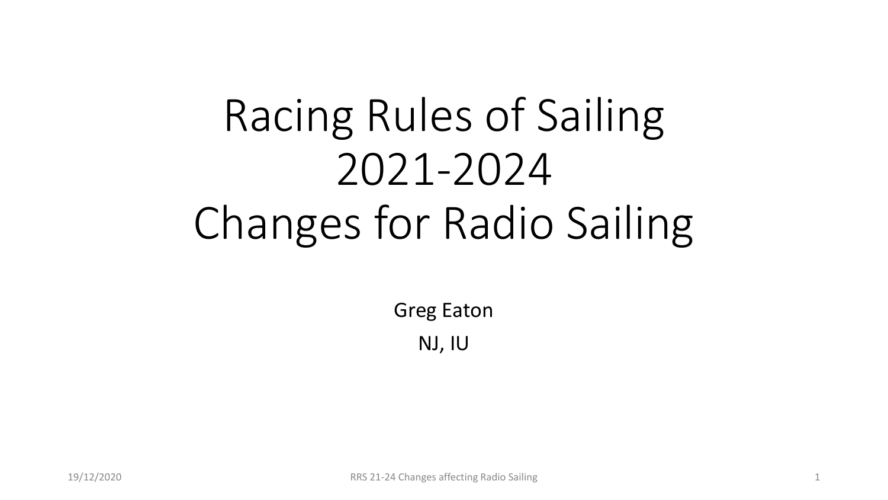# Racing Rules of Sailing 2021-2024 Changes for Radio Sailing

Greg Eaton

NJ, IU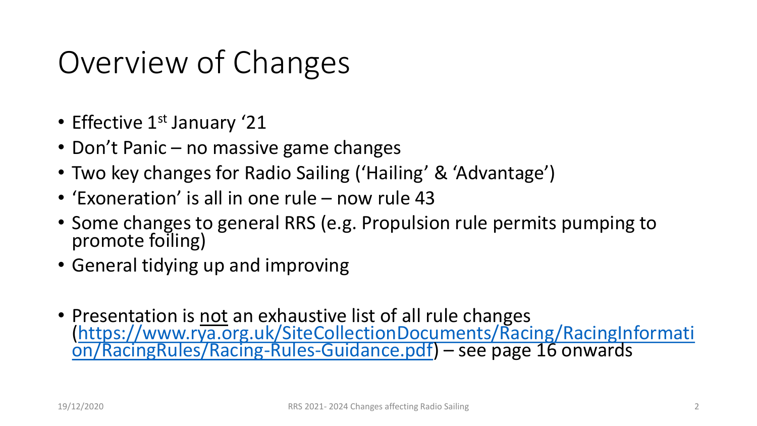# Overview of Changes

- Effective 1st January '21
- Don't Panic – no massive game changes
- Two key changes for Radio Sailing ('Hailing' & 'Advantage')
- 'Exoneration' is all in one rule – now rule 43
- Some changes to general RRS (e.g. Propulsion rule permits pumping to promote foiling)
- General tidying up and improving

- Presentation is <u>not</u> an exhaustive list of all rule changes ([https://www.rya.org.uk/SiteCollectionDocuments/Racing/RacingInformation/RacingRules/Racing-Rules-Guidance.pdf](https://www.rya.org.uk/SiteCollectionDocuments/Racing/RacingInformation/RacingRules/Racing-Rules-Guidance.pdf)) – see page 16 onwards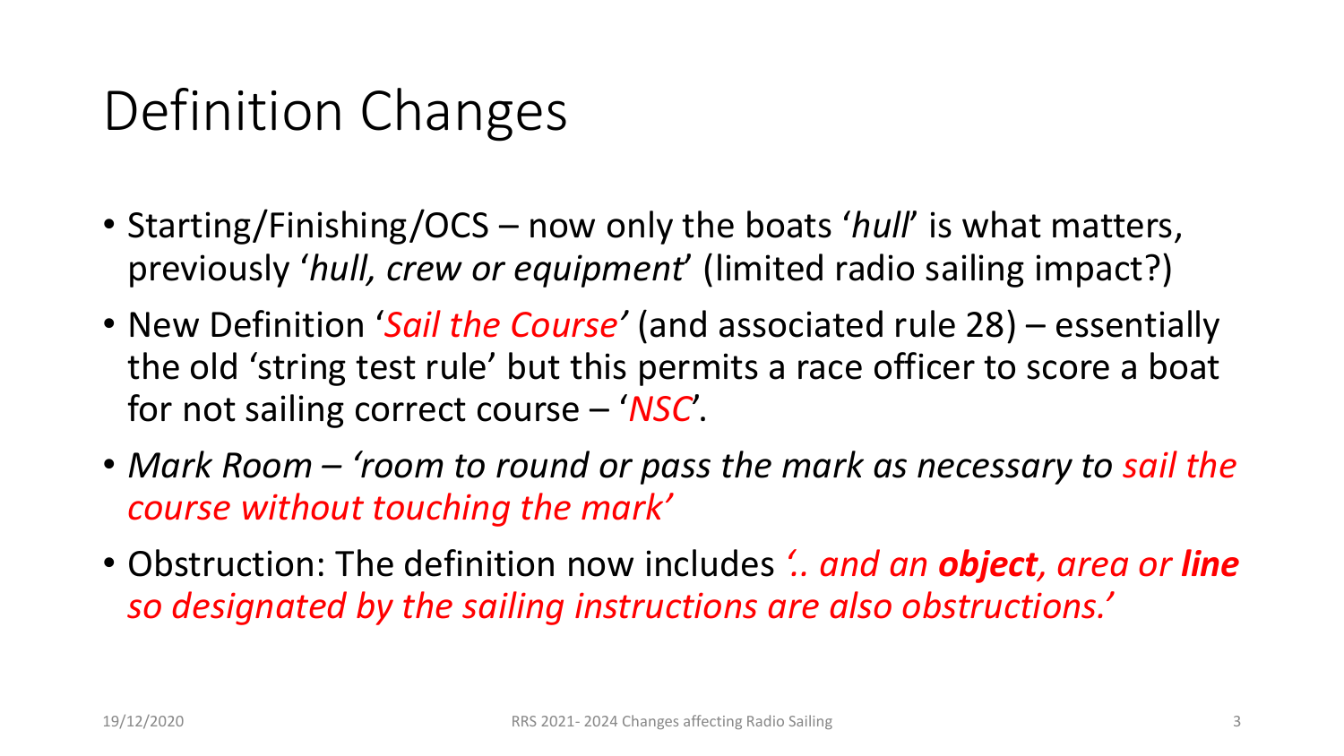# Definition Changes

- Starting/Finishing/OCS – now only the boats '*hull*' is what matters, previously '*hull, crew or equipment*' (limited radio sailing impact?)
- New Definition '*Sail the Course'* (and associated rule 28) – essentially the old 'string test rule' but this permits a race officer to score a boat for not sailing correct course – '*NSC*'.
- *Mark Room – 'room to round or pass the mark as necessary to sail the course without touching the mark'*
- Obstruction: The definition now includes *'.. and an **object**, area or **line** so designated by the sailing instructions are also obstructions.'*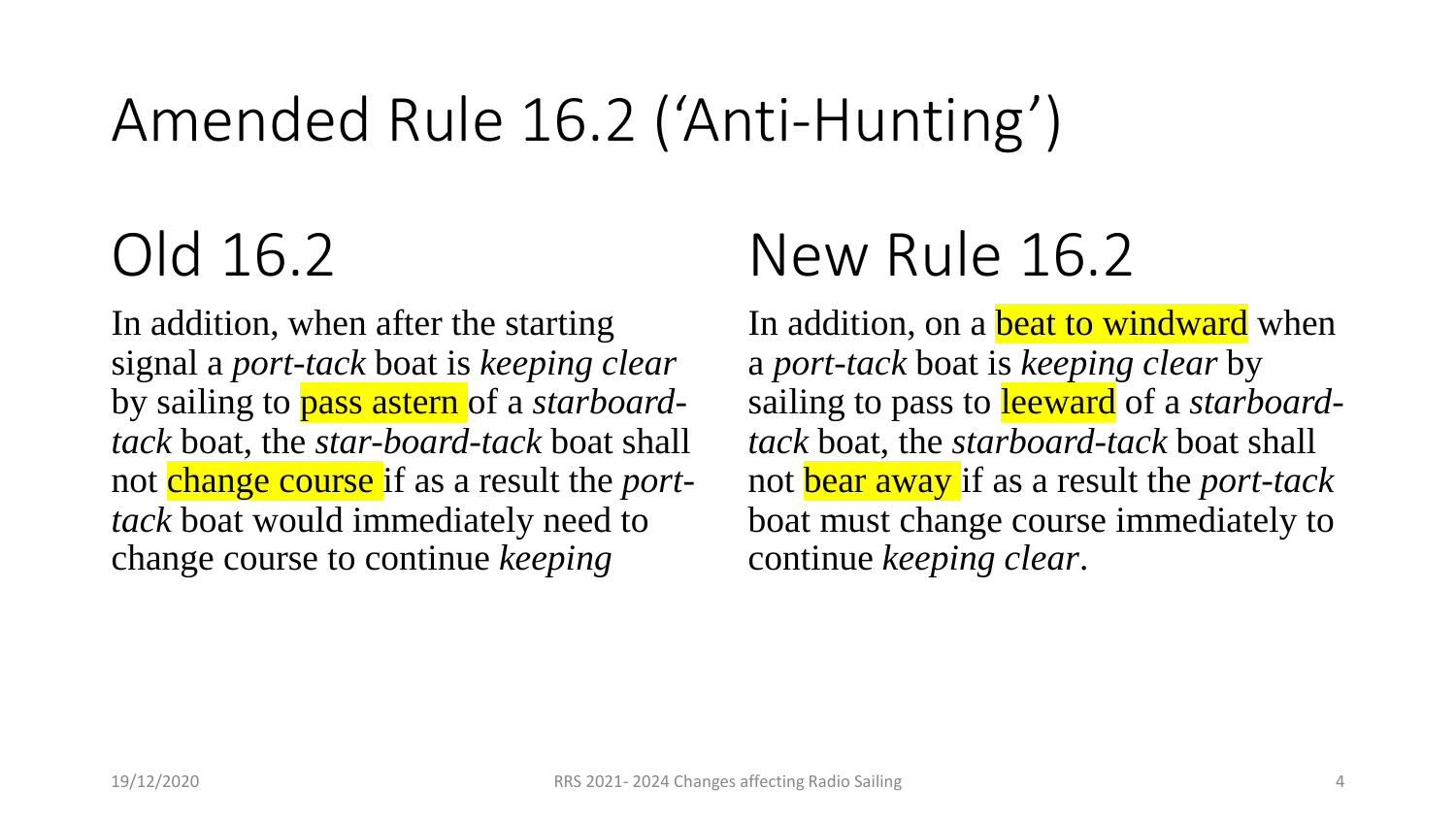# Amended Rule 16.2 ('Anti-Hunting')

## Old 16.2

In addition, when after the starting signal a *port-tack* boat is *keeping clear* by sailing to pass astern of a *starboard-tack* boat, the *star-board-tack* boat shall not change course if as a result the *port-tack* boat would immediately need to change course to continue *keeping*

## New Rule 16.2

In addition, on a beat to windward when a *port-tack* boat is *keeping clear* by sailing to pass to leeward of a *starboard-tack* boat, the *starboard-tack* boat shall not bear away if as a result the *port-tack* boat must change course immediately to continue *keeping clear*.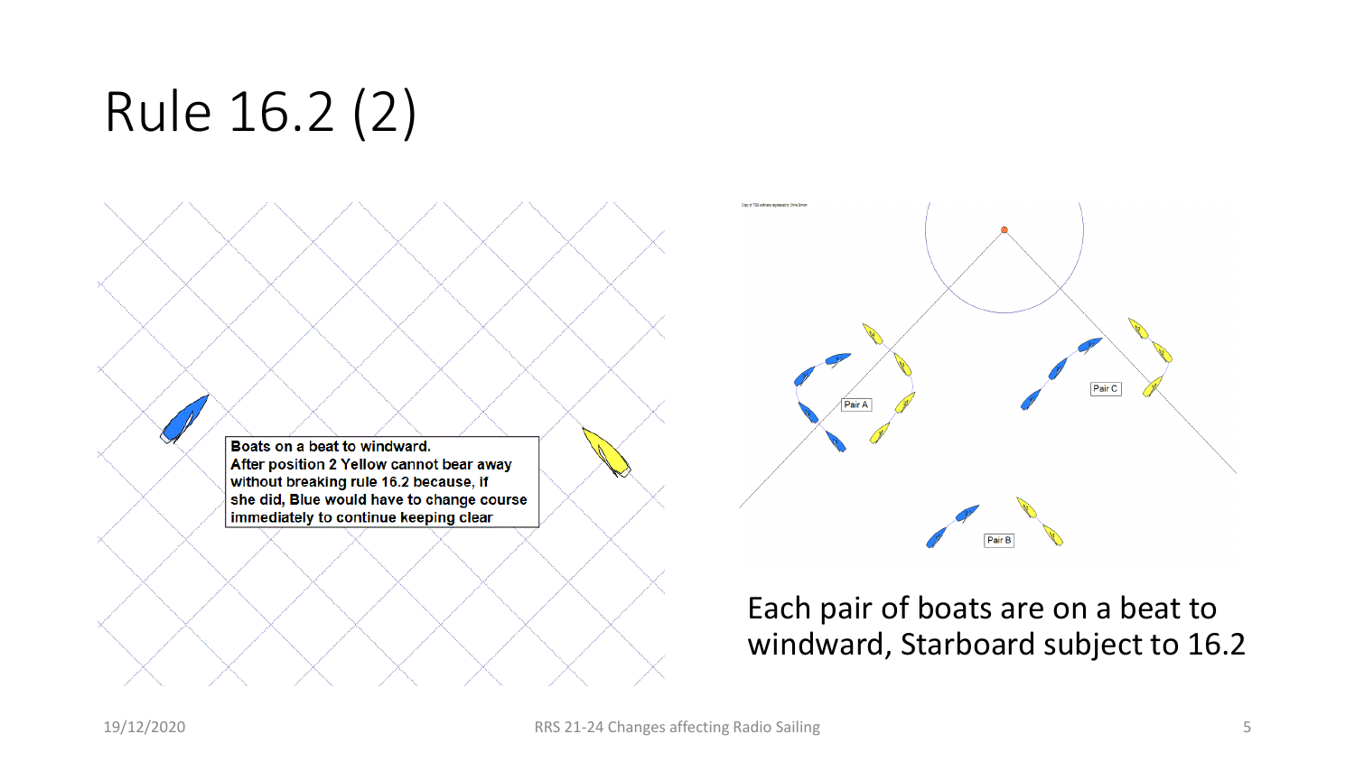# Rule 16.2 (2)

Boats on a beat to windward.
After position 2 Yellow cannot bear away without breaking rule 16.2 because, if she did, Blue would have to change course immediately to continue keeping clear

Pair A

Pair B

Pair C

Each pair of boats are on a beat to windward, Starboard subject to 16.2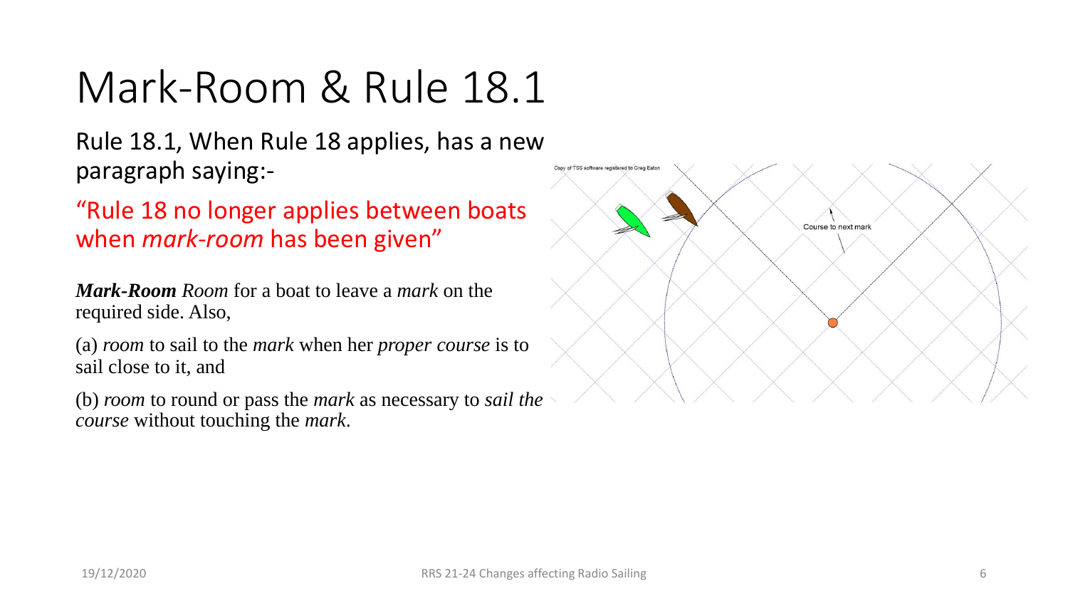# Mark-Room & Rule 18.1

Rule 18.1, When Rule 18 applies, has a new paragraph saying:-

"Rule 18 no longer applies between boats when *mark-room* has been given"

***Mark-Room*** *Room* for a boat to leave a *mark* on the required side. Also,

(a) *room* to sail to the *mark* when her *proper course* is to sail close to it, and

(b) *room* to round or pass the *mark* as necessary to *sail the course* without touching the *mark*.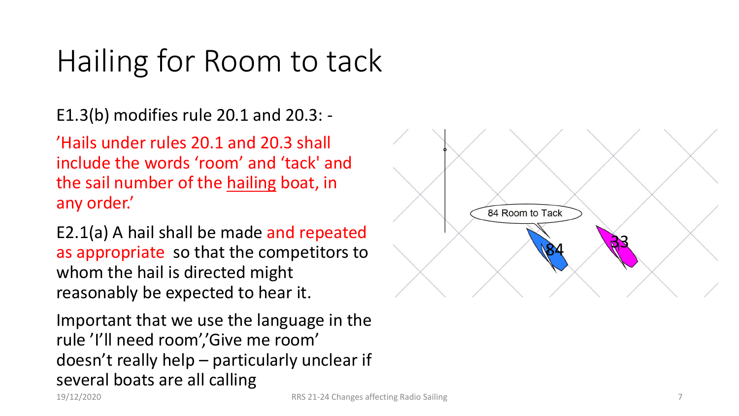# Hailing for Room to tack

E1.3(b) modifies rule 20.1 and 20.3: -

'Hails under rules 20.1 and 20.3 shall include the words 'room' and 'tack' and the sail number of the hailing boat, in any order.'

E2.1(a) A hail shall be made and repeated as appropriate so that the competitors to whom the hail is directed might reasonably be expected to hear it.

Important that we use the language in the rule 'I'll need room','Give me room' doesn't really help – particularly unclear if several boats are all calling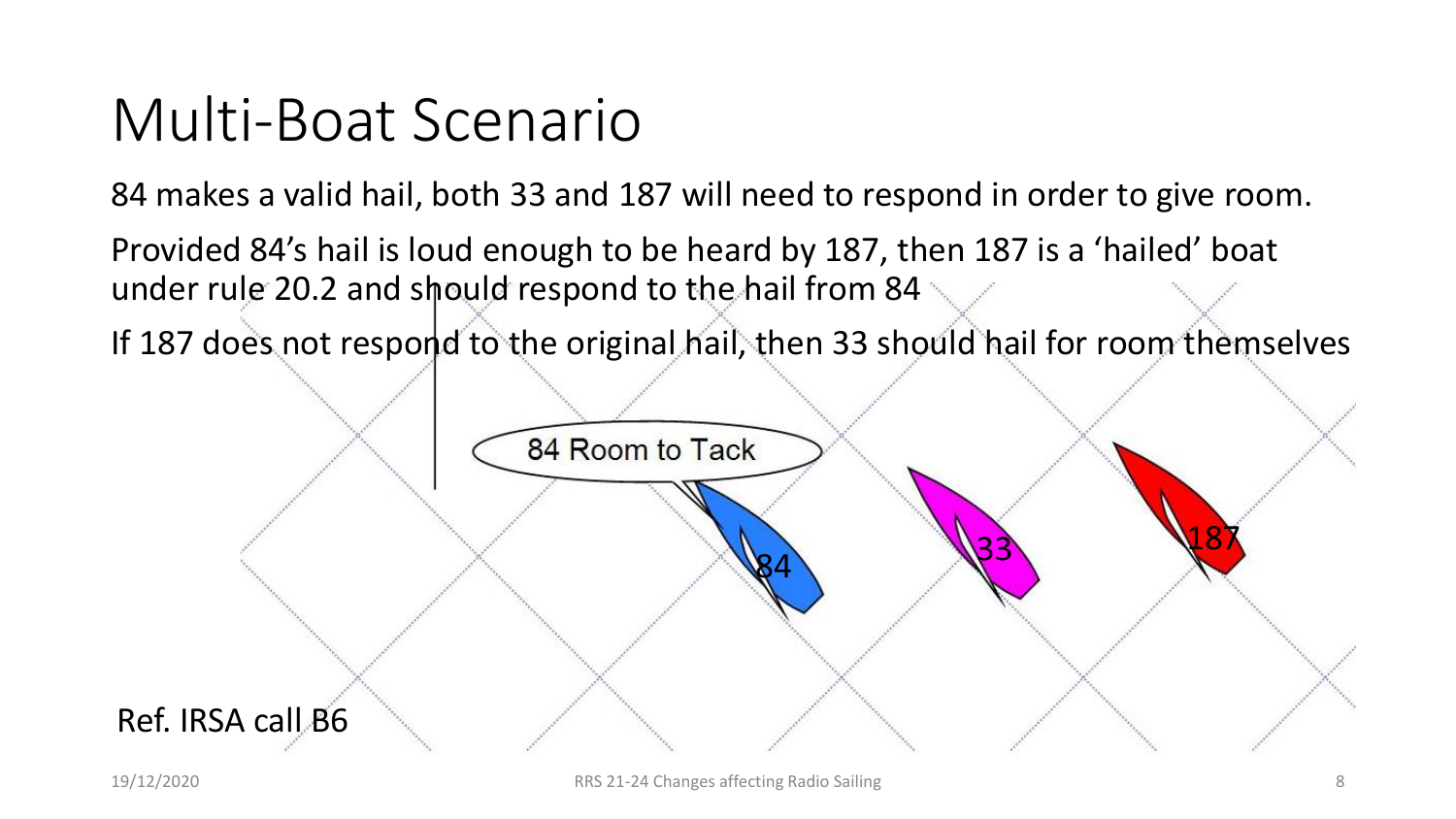# Multi-Boat Scenario

84 makes a valid hail, both 33 and 187 will need to respond in order to give room.

Provided 84's hail is loud enough to be heard by 187, then 187 is a 'hailed' boat under rule 20.2 and should respond to the hail from 84

If 187 does not respond to the original hail, then 33 should hail for room themselves

Ref. IRSA call B6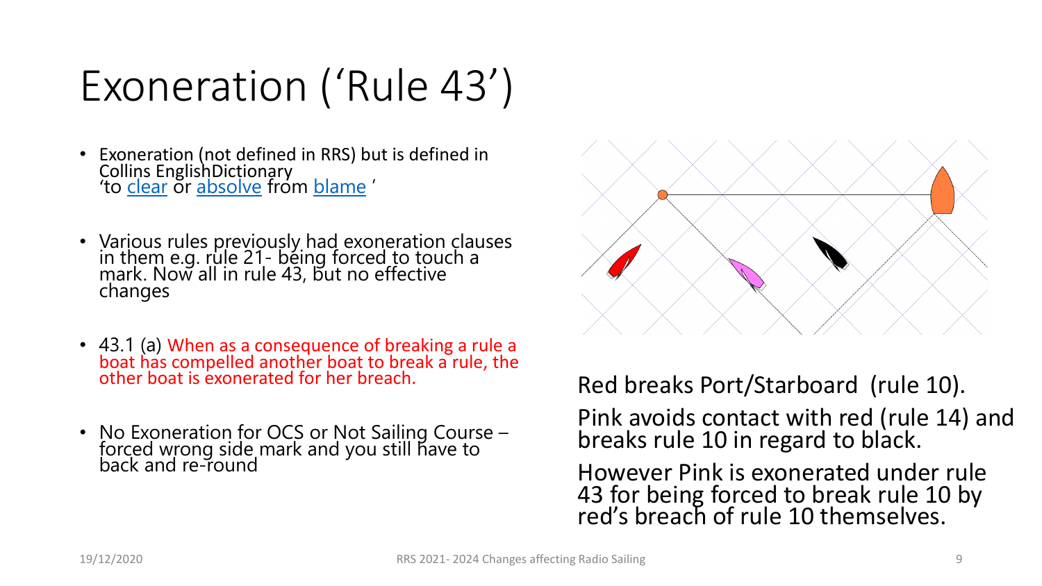# Exoneration ('Rule 43')

- Exoneration (not defined in RRS) but is defined in Collins EnglishDictionary 'to clear or absolve from blame '
- Various rules previously had exoneration clauses in them e.g. rule 21- being forced to touch a mark. Now all in rule 43, but no effective changes
- 43.1 (a) When as a consequence of breaking a rule a boat has compelled another boat to break a rule, the other boat is exonerated for her breach.
- No Exoneration for OCS or Not Sailing Course – forced wrong side mark and you still have to back and re-round

Red breaks Port/Starboard (rule 10).

Pink avoids contact with red (rule 14) and breaks rule 10 in regard to black.

However Pink is exonerated under rule 43 for being forced to break rule 10 by red's breach of rule 10 themselves.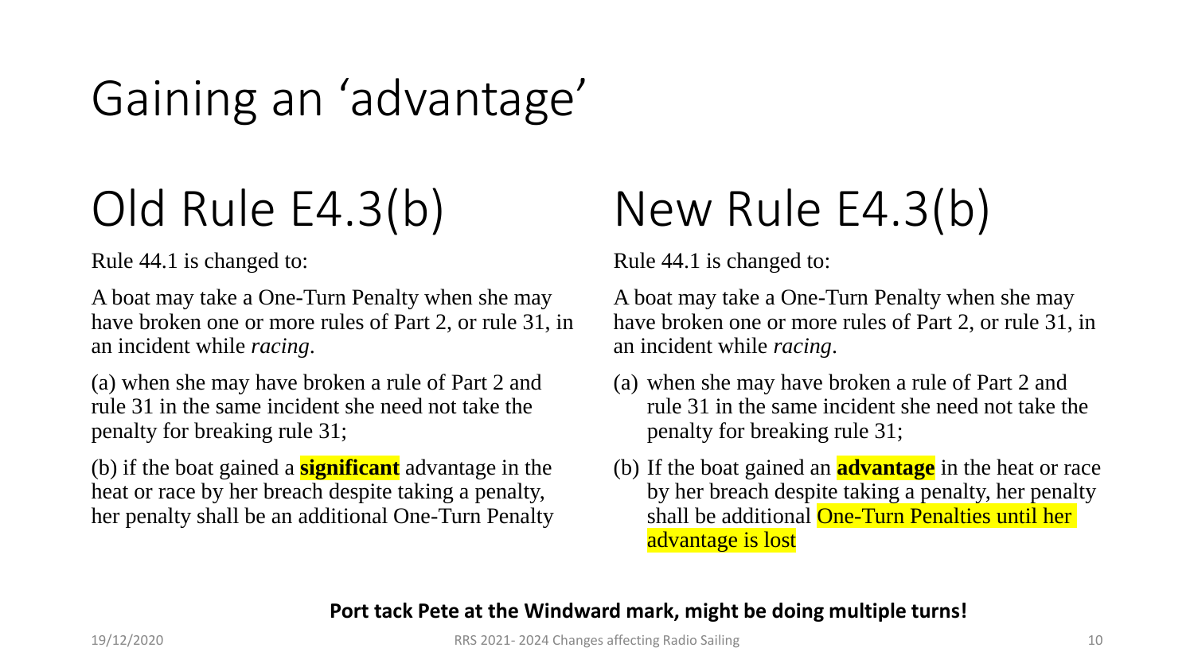# Gaining an 'advantage'

## Old Rule E4.3(b)

Rule 44.1 is changed to:

A boat may take a One-Turn Penalty when she may have broken one or more rules of Part 2, or rule 31, in an incident while *racing*.

(a) when she may have broken a rule of Part 2 and rule 31 in the same incident she need not take the penalty for breaking rule 31;

(b) if the boat gained a **significant** advantage in the heat or race by her breach despite taking a penalty, her penalty shall be an additional One-Turn Penalty

## New Rule E4.3(b)

Rule 44.1 is changed to:

A boat may take a One-Turn Penalty when she may have broken one or more rules of Part 2, or rule 31, in an incident while *racing*.

(a) when she may have broken a rule of Part 2 and rule 31 in the same incident she need not take the penalty for breaking rule 31;

(b) If the boat gained an **advantage** in the heat or race by her breach despite taking a penalty, her penalty shall be additional One-Turn Penalties until her advantage is lost

**Port tack Pete at the Windward mark, might be doing multiple turns!**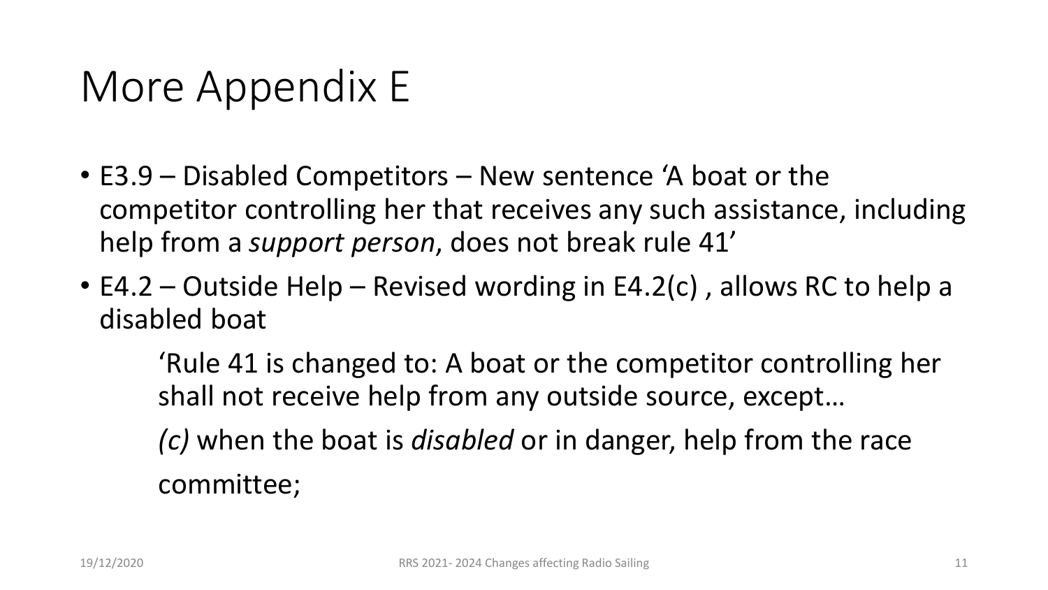# More Appendix E

- E3.9 – Disabled Competitors – New sentence 'A boat or the competitor controlling her that receives any such assistance, including help from a *support person*, does not break rule 41'
- E4.2 – Outside Help – Revised wording in E4.2(c) , allows RC to help a disabled boat

  'Rule 41 is changed to: A boat or the competitor controlling her shall not receive help from any outside source, except…

  *(c)* when the boat is *disabled* or in danger, help from the race committee;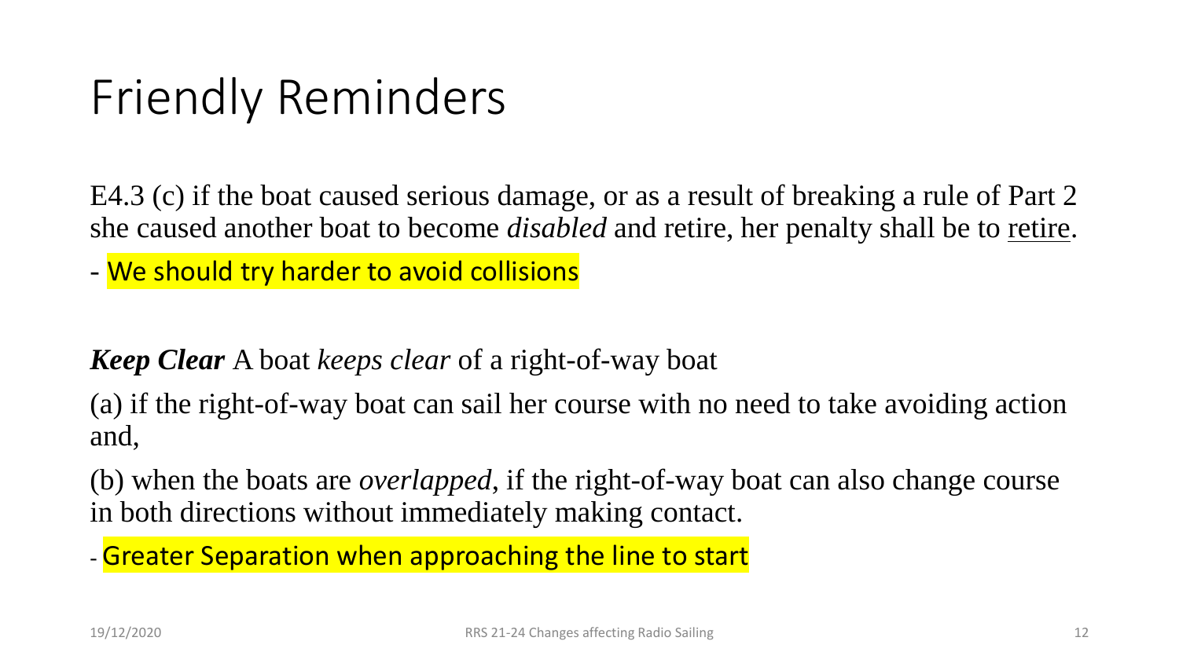# Friendly Reminders

E4.3 (c) if the boat caused serious damage, or as a result of breaking a rule of Part 2 she caused another boat to become *disabled* and retire, her penalty shall be to retire.

- We should try harder to avoid collisions

***Keep Clear*** A boat *keeps clear* of a right-of-way boat

(a) if the right-of-way boat can sail her course with no need to take avoiding action and,

(b) when the boats are *overlapped*, if the right-of-way boat can also change course in both directions without immediately making contact.

- Greater Separation when approaching the line to start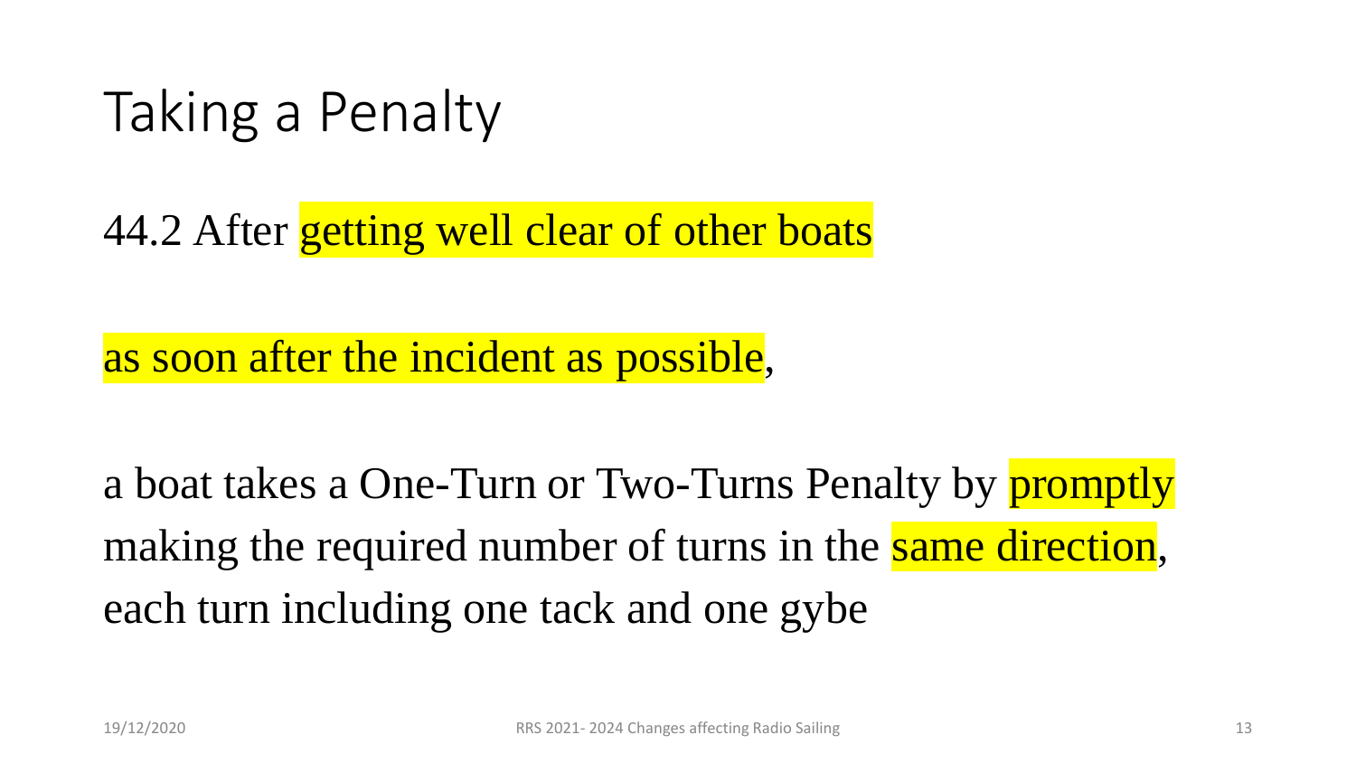# Taking a Penalty

44.2 After getting well clear of other boats

as soon after the incident as possible,

a boat takes a One-Turn or Two-Turns Penalty by promptly making the required number of turns in the same direction, each turn including one tack and one gybe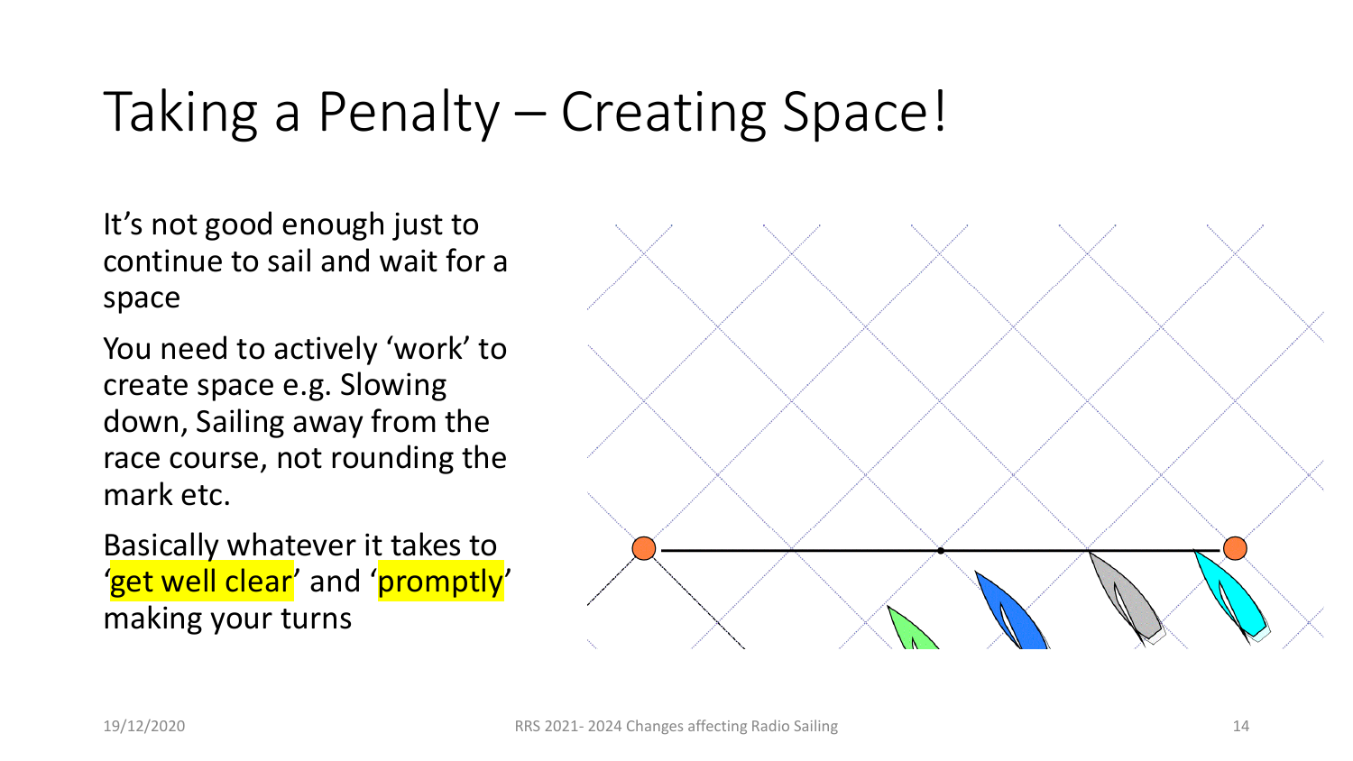# Taking a Penalty – Creating Space!

It's not good enough just to continue to sail and wait for a space

You need to actively 'work' to create space e.g. Slowing down, Sailing away from the race course, not rounding the mark etc.

Basically whatever it takes to 'get well clear' and 'promptly' making your turns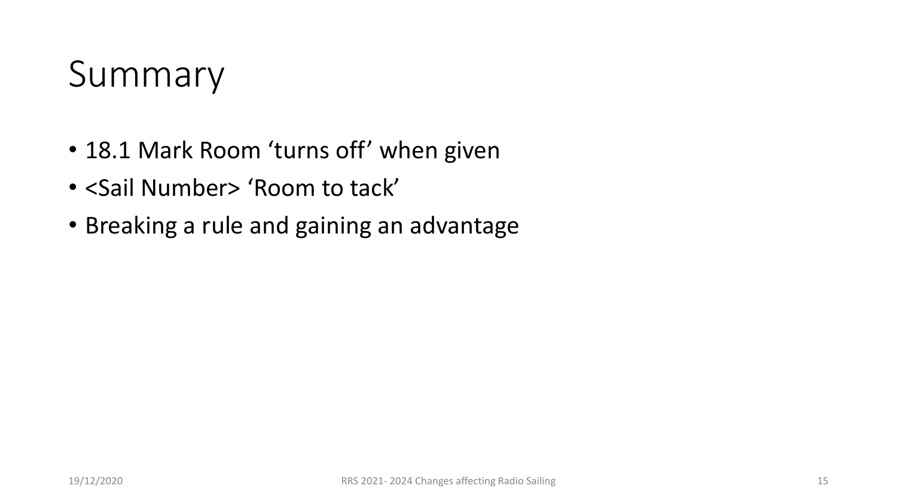# Summary

- 18.1 Mark Room ‘turns off’ when given
- <Sail Number> ‘Room to tack’
- Breaking a rule and gaining an advantage